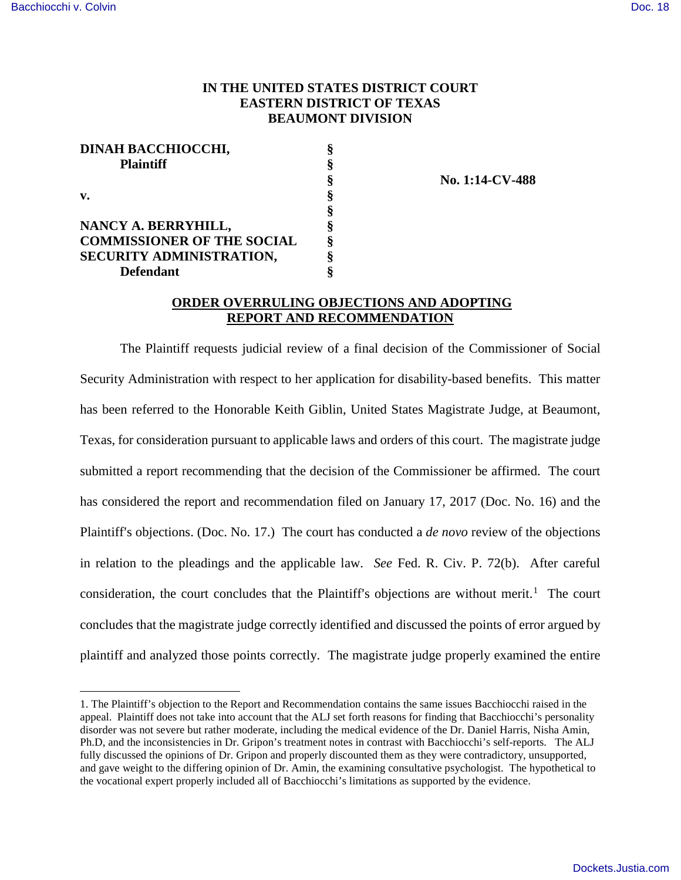**IN THE UNITED STATES DISTRICT COURT**
**EASTERN DISTRICT OF TEXAS**
**BEAUMONT DIVISION**

| | | |
|---|---|---|
| **DINAH BACCHIOCCHI,** | § | |
| **Plaintiff** | § | |
| | § | **No. 1:14-CV-488** |
| **v.** | § | |
| | § | |
| **NANCY A. BERRYHILL,** | § | |
| **COMMISSIONER OF THE SOCIAL** | § | |
| **SECURITY ADMINISTRATION,** | § | |
| **Defendant** | § | |

## ORDER OVERRULING OBJECTIONS AND ADOPTING REPORT AND RECOMMENDATION

The Plaintiff requests judicial review of a final decision of the Commissioner of Social Security Administration with respect to her application for disability-based benefits. This matter has been referred to the Honorable Keith Giblin, United States Magistrate Judge, at Beaumont, Texas, for consideration pursuant to applicable laws and orders of this court. The magistrate judge submitted a report recommending that the decision of the Commissioner be affirmed. The court has considered the report and recommendation filed on January 17, 2017 (Doc. No. 16) and the Plaintiff's objections. (Doc. No. 17.) The court has conducted a *de novo* review of the objections in relation to the pleadings and the applicable law. *See* Fed. R. Civ. P. 72(b). After careful consideration, the court concludes that the Plaintiff's objections are without merit.[1] The court concludes that the magistrate judge correctly identified and discussed the points of error argued by plaintiff and analyzed those points correctly. The magistrate judge properly examined the entire

---

1. The Plaintiff's objection to the Report and Recommendation contains the same issues Bacchiocchi raised in the appeal. Plaintiff does not take into account that the ALJ set forth reasons for finding that Bacchiocchi's personality disorder was not severe but rather moderate, including the medical evidence of the Dr. Daniel Harris, Nisha Amin, Ph.D, and the inconsistencies in Dr. Gripon's treatment notes in contrast with Bacchiocchi's self-reports. The ALJ fully discussed the opinions of Dr. Gripon and properly discounted them as they were contradictory, unsupported, and gave weight to the differing opinion of Dr. Amin, the examining consultative psychologist. The hypothetical to the vocational expert properly included all of Bacchiocchi's limitations as supported by the evidence.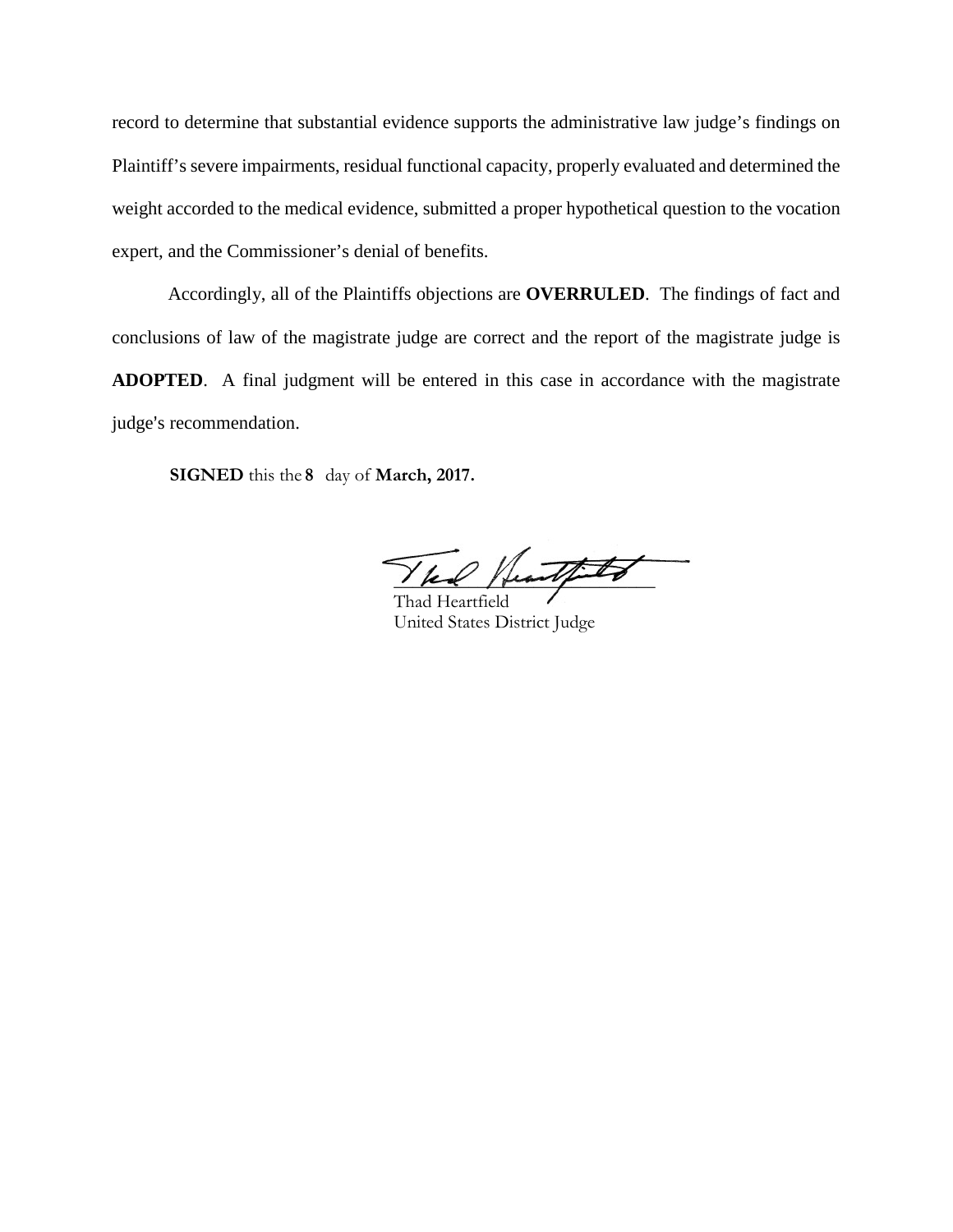record to determine that substantial evidence supports the administrative law judge's findings on Plaintiff's severe impairments, residual functional capacity, properly evaluated and determined the weight accorded to the medical evidence, submitted a proper hypothetical question to the vocation expert, and the Commissioner's denial of benefits.

Accordingly, all of the Plaintiffs objections are **OVERRULED**. The findings of fact and conclusions of law of the magistrate judge are correct and the report of the magistrate judge is **ADOPTED**. A final judgment will be entered in this case in accordance with the magistrate judge's recommendation.

**SIGNED** this the **8** day of **March, 2017.**

Thad Heartfield
United States District Judge